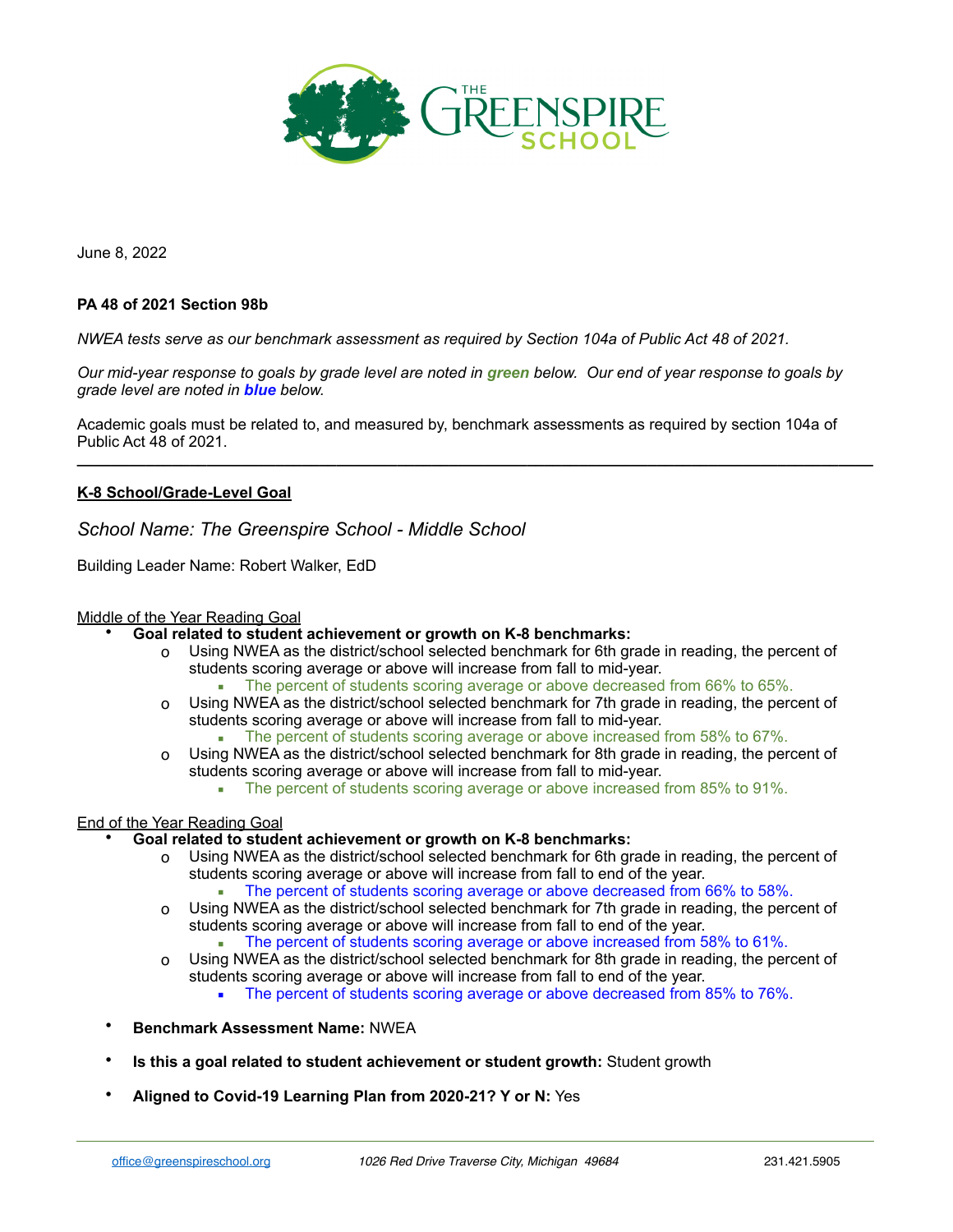June 8, 2022

**PA 48 of 2021 Section 98b**

*NWEA tests serve as our benchmark assessment as required by Section 104a of Public Act 48 of 2021.*

*Our mid-year response to goals by grade level are noted in **green** below. Our end of year response to goals by grade level are noted in **blue** below.*

Academic goals must be related to, and measured by, benchmark assessments as required by section 104a of Public Act 48 of 2021.

---

**K-8 School/Grade-Level Goal**

*School Name: The Greenspire School - Middle School*

Building Leader Name: Robert Walker, EdD

Middle of the Year Reading Goal

- **Goal related to student achievement or growth on K-8 benchmarks:**
  - Using NWEA as the district/school selected benchmark for 6th grade in reading, the percent of students scoring average or above will increase from fall to mid-year.
    - The percent of students scoring average or above decreased from 66% to 65%.
  - Using NWEA as the district/school selected benchmark for 7th grade in reading, the percent of students scoring average or above will increase from fall to mid-year.
    - The percent of students scoring average or above increased from 58% to 67%.
  - Using NWEA as the district/school selected benchmark for 8th grade in reading, the percent of students scoring average or above will increase from fall to mid-year.
    - The percent of students scoring average or above increased from 85% to 91%.

End of the Year Reading Goal

- **Goal related to student achievement or growth on K-8 benchmarks:**
  - Using NWEA as the district/school selected benchmark for 6th grade in reading, the percent of students scoring average or above will increase from fall to end of the year.
    - The percent of students scoring average or above decreased from 66% to 58%.
  - Using NWEA as the district/school selected benchmark for 7th grade in reading, the percent of students scoring average or above will increase from fall to end of the year.
    - The percent of students scoring average or above increased from 58% to 61%.
  - Using NWEA as the district/school selected benchmark for 8th grade in reading, the percent of students scoring average or above will increase from fall to end of the year.
    - The percent of students scoring average or above decreased from 85% to 76%.
- **Benchmark Assessment Name:** NWEA
- **Is this a goal related to student achievement or student growth:** Student growth
- **Aligned to Covid-19 Learning Plan from 2020-21? Y or N:** Yes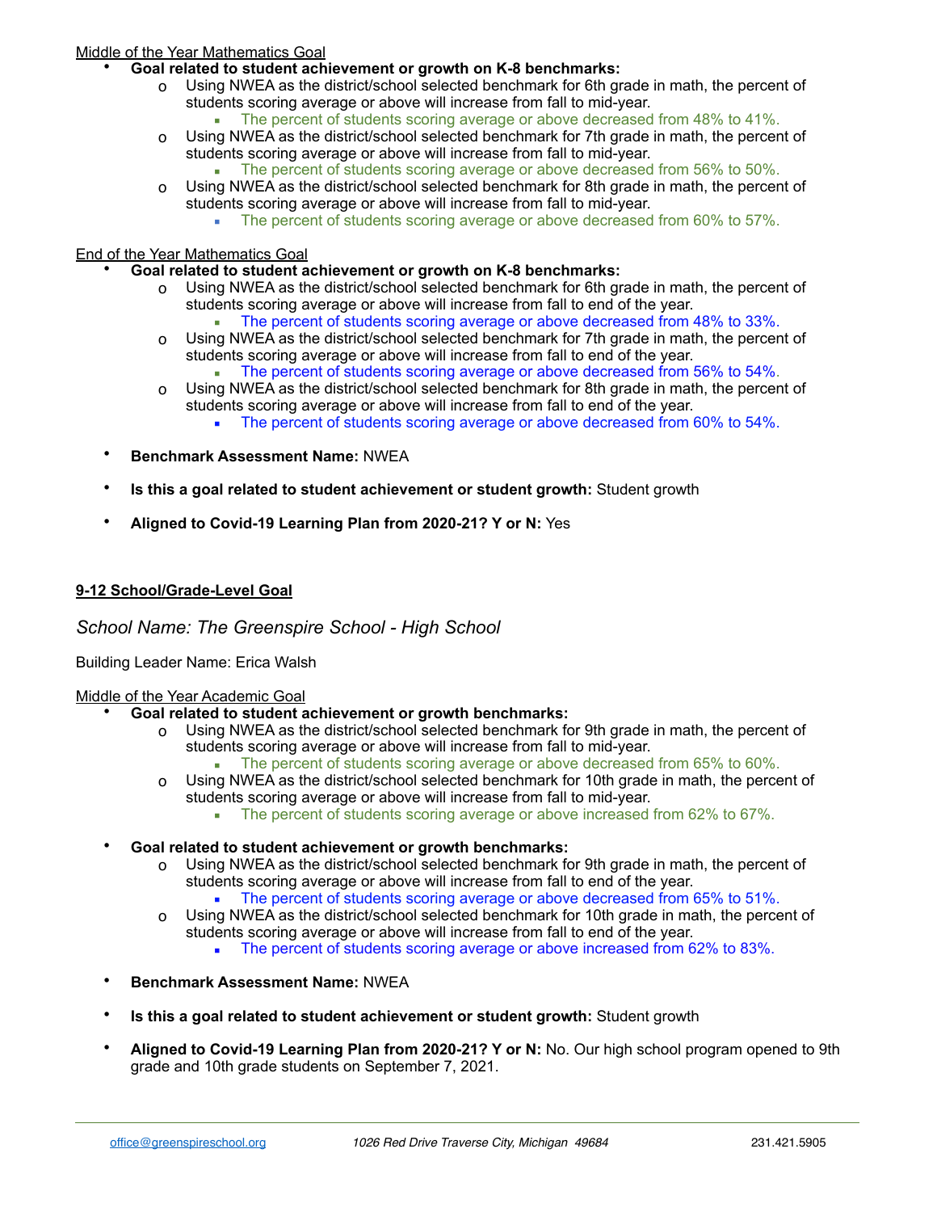<u>Middle of the Year Mathematics Goal</u>

- **Goal related to student achievement or growth on K-8 benchmarks:**
  - Using NWEA as the district/school selected benchmark for 6th grade in math, the percent of students scoring average or above will increase from fall to mid-year.
    - The percent of students scoring average or above decreased from 48% to 41%.
  - Using NWEA as the district/school selected benchmark for 7th grade in math, the percent of students scoring average or above will increase from fall to mid-year.
    - The percent of students scoring average or above decreased from 56% to 50%.
  - Using NWEA as the district/school selected benchmark for 8th grade in math, the percent of students scoring average or above will increase from fall to mid-year.
    - The percent of students scoring average or above decreased from 60% to 57%.

<u>End of the Year Mathematics Goal</u>

- **Goal related to student achievement or growth on K-8 benchmarks:**
  - Using NWEA as the district/school selected benchmark for 6th grade in math, the percent of students scoring average or above will increase from fall to end of the year.
    - The percent of students scoring average or above decreased from 48% to 33%.
  - Using NWEA as the district/school selected benchmark for 7th grade in math, the percent of students scoring average or above will increase from fall to end of the year.
    - The percent of students scoring average or above decreased from 56% to 54%.
  - Using NWEA as the district/school selected benchmark for 8th grade in math, the percent of students scoring average or above will increase from fall to end of the year.
    - The percent of students scoring average or above decreased from 60% to 54%.

- **Benchmark Assessment Name:** NWEA
- **Is this a goal related to student achievement or student growth:** Student growth
- **Aligned to Covid-19 Learning Plan from 2020-21? Y or N:** Yes

## 9-12 School/Grade-Level Goal

*School Name: The Greenspire School - High School*

Building Leader Name: Erica Walsh

<u>Middle of the Year Academic Goal</u>

- **Goal related to student achievement or growth benchmarks:**
  - Using NWEA as the district/school selected benchmark for 9th grade in math, the percent of students scoring average or above will increase from fall to mid-year.
    - The percent of students scoring average or above decreased from 65% to 60%.
  - Using NWEA as the district/school selected benchmark for 10th grade in math, the percent of students scoring average or above will increase from fall to mid-year.
    - The percent of students scoring average or above increased from 62% to 67%.

- **Goal related to student achievement or growth benchmarks:**
  - Using NWEA as the district/school selected benchmark for 9th grade in math, the percent of students scoring average or above will increase from fall to end of the year.
    - The percent of students scoring average or above decreased from 65% to 51%.
  - Using NWEA as the district/school selected benchmark for 10th grade in math, the percent of students scoring average or above will increase from fall to end of the year.
    - The percent of students scoring average or above increased from 62% to 83%.

- **Benchmark Assessment Name:** NWEA
- **Is this a goal related to student achievement or student growth:** Student growth
- **Aligned to Covid-19 Learning Plan from 2020-21? Y or N:** No. Our high school program opened to 9th grade and 10th grade students on September 7, 2021.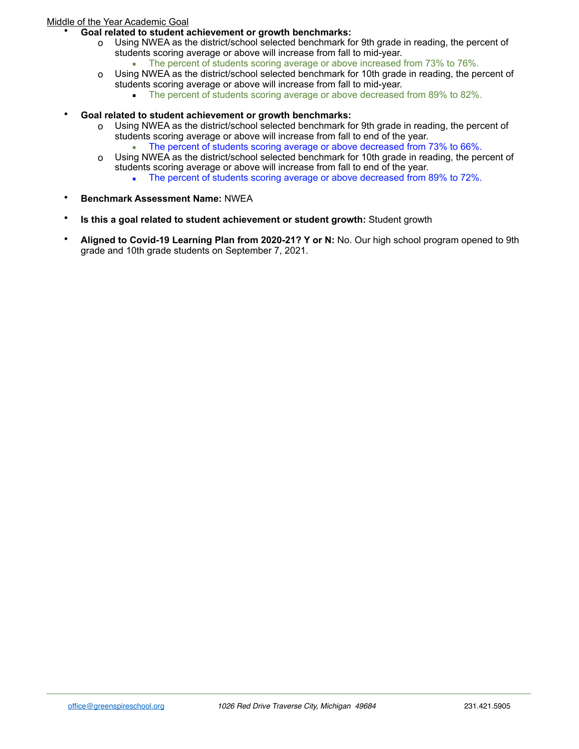Middle of the Year Academic Goal

- **Goal related to student achievement or growth benchmarks:**
  - Using NWEA as the district/school selected benchmark for 9th grade in reading, the percent of students scoring average or above will increase from fall to mid-year.
    - The percent of students scoring average or above increased from 73% to 76%.
  - Using NWEA as the district/school selected benchmark for 10th grade in reading, the percent of students scoring average or above will increase from fall to mid-year.
    - The percent of students scoring average or above decreased from 89% to 82%.

- **Goal related to student achievement or growth benchmarks:**
  - Using NWEA as the district/school selected benchmark for 9th grade in reading, the percent of students scoring average or above will increase from fall to end of the year.
    - The percent of students scoring average or above decreased from 73% to 66%.
  - Using NWEA as the district/school selected benchmark for 10th grade in reading, the percent of students scoring average or above will increase from fall to end of the year.
    - The percent of students scoring average or above decreased from 89% to 72%.

- **Benchmark Assessment Name:** NWEA

- **Is this a goal related to student achievement or student growth:** Student growth

- **Aligned to Covid-19 Learning Plan from 2020-21? Y or N:** No. Our high school program opened to 9th grade and 10th grade students on September 7, 2021.